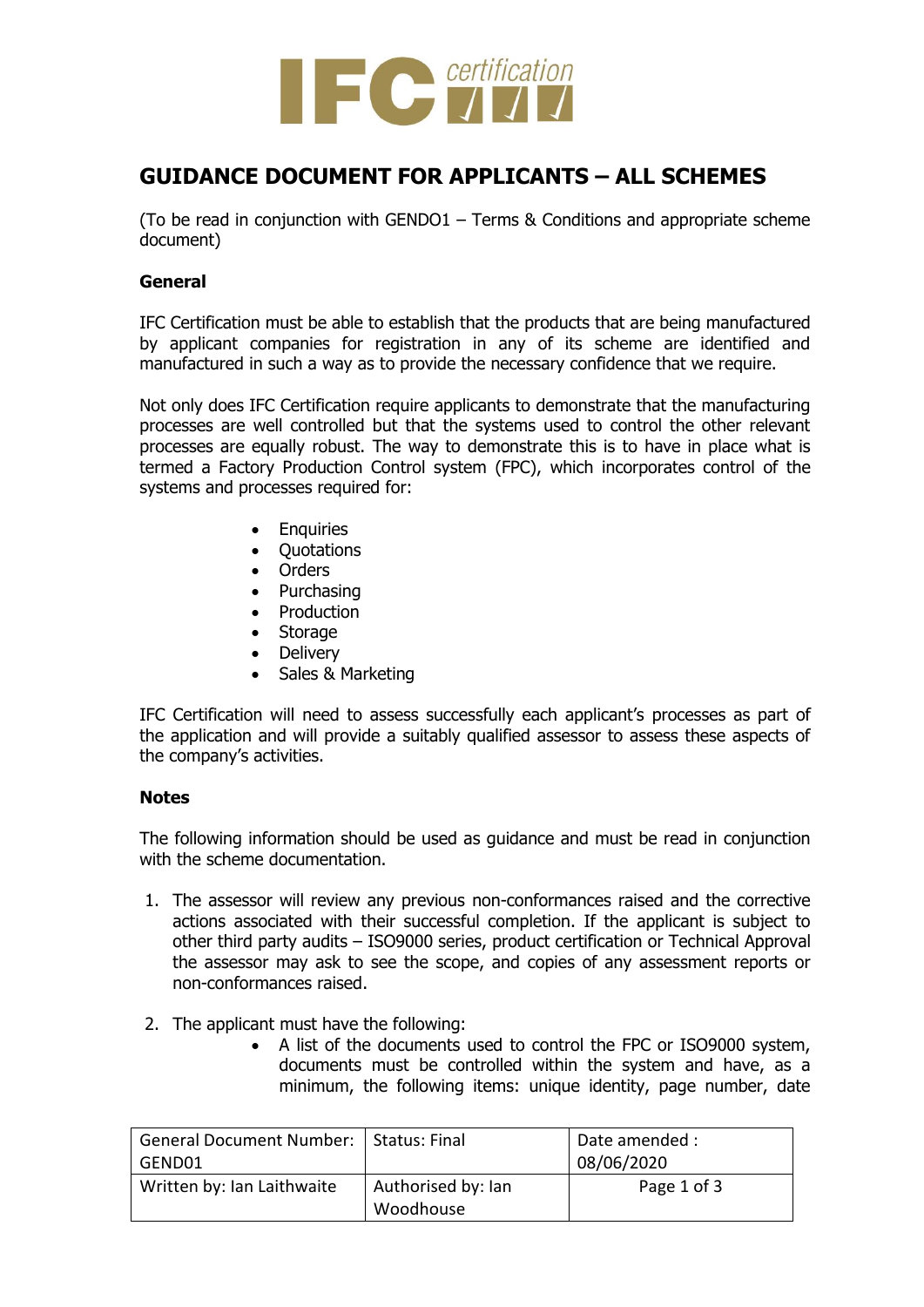# GUIDANCE DOCUMENT FOR APPLICANTS – ALL SCHEMES

(To be read in conjunction with GENDO1 – Terms & Conditions and appropriate scheme document)

## General

IFC Certification must be able to establish that the products that are being manufactured by applicant companies for registration in any of its scheme are identified and manufactured in such a way as to provide the necessary confidence that we require.

Not only does IFC Certification require applicants to demonstrate that the manufacturing processes are well controlled but that the systems used to control the other relevant processes are equally robust. The way to demonstrate this is to have in place what is termed a Factory Production Control system (FPC), which incorporates control of the systems and processes required for:

- Enquiries
- Quotations
- Orders
- Purchasing
- Production
- Storage
- Delivery
- Sales & Marketing

IFC Certification will need to assess successfully each applicant's processes as part of the application and will provide a suitably qualified assessor to assess these aspects of the company's activities.

## Notes

The following information should be used as guidance and must be read in conjunction with the scheme documentation.

1. The assessor will review any previous non-conformances raised and the corrective actions associated with their successful completion. If the applicant is subject to other third party audits – ISO9000 series, product certification or Technical Approval the assessor may ask to see the scope, and copies of any assessment reports or non-conformances raised.

2. The applicant must have the following:
   - A list of the documents used to control the FPC or ISO9000 system, documents must be controlled within the system and have, as a minimum, the following items: unique identity, page number, date

| General Document Number: GEND01 | Status: Final | Date amended : 08/06/2020 |
| --- | --- | --- |
| Written by: Ian Laithwaite | Authorised by: Ian Woodhouse | Page 1 of 3 |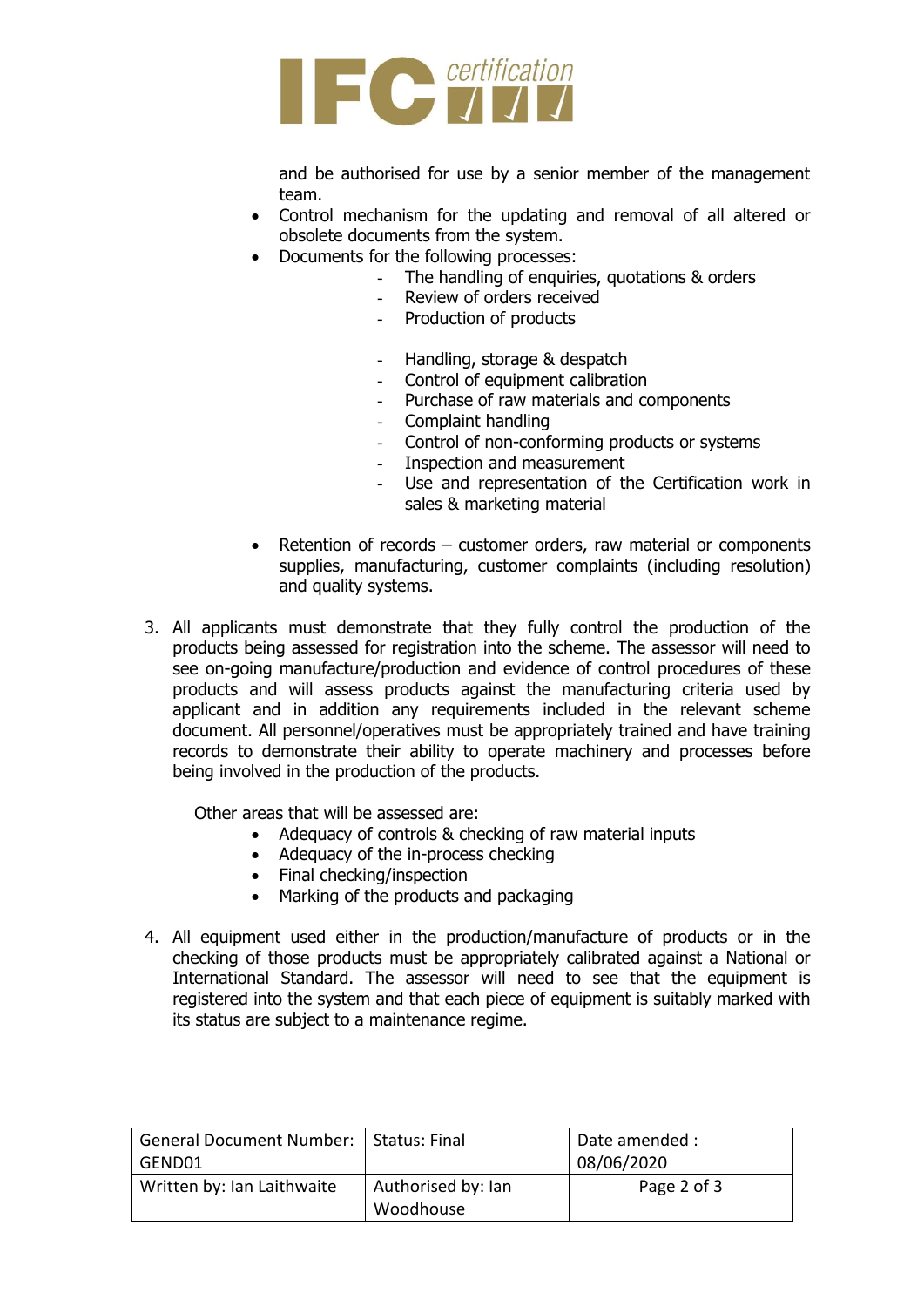and be authorised for use by a senior member of the management team.

- Control mechanism for the updating and removal of all altered or obsolete documents from the system.
- Documents for the following processes:
    - The handling of enquiries, quotations & orders
    - Review of orders received
    - Production of products
    - Handling, storage & despatch
    - Control of equipment calibration
    - Purchase of raw materials and components
    - Complaint handling
    - Control of non-conforming products or systems
    - Inspection and measurement
    - Use and representation of the Certification work in sales & marketing material
- Retention of records – customer orders, raw material or components supplies, manufacturing, customer complaints (including resolution) and quality systems.

3. All applicants must demonstrate that they fully control the production of the products being assessed for registration into the scheme. The assessor will need to see on-going manufacture/production and evidence of control procedures of these products and will assess products against the manufacturing criteria used by applicant and in addition any requirements included in the relevant scheme document. All personnel/operatives must be appropriately trained and have training records to demonstrate their ability to operate machinery and processes before being involved in the production of the products.

   Other areas that will be assessed are:

   - Adequacy of controls & checking of raw material inputs
   - Adequacy of the in-process checking
   - Final checking/inspection
   - Marking of the products and packaging

4. All equipment used either in the production/manufacture of products or in the checking of those products must be appropriately calibrated against a National or International Standard. The assessor will need to see that the equipment is registered into the system and that each piece of equipment is suitably marked with its status are subject to a maintenance regime.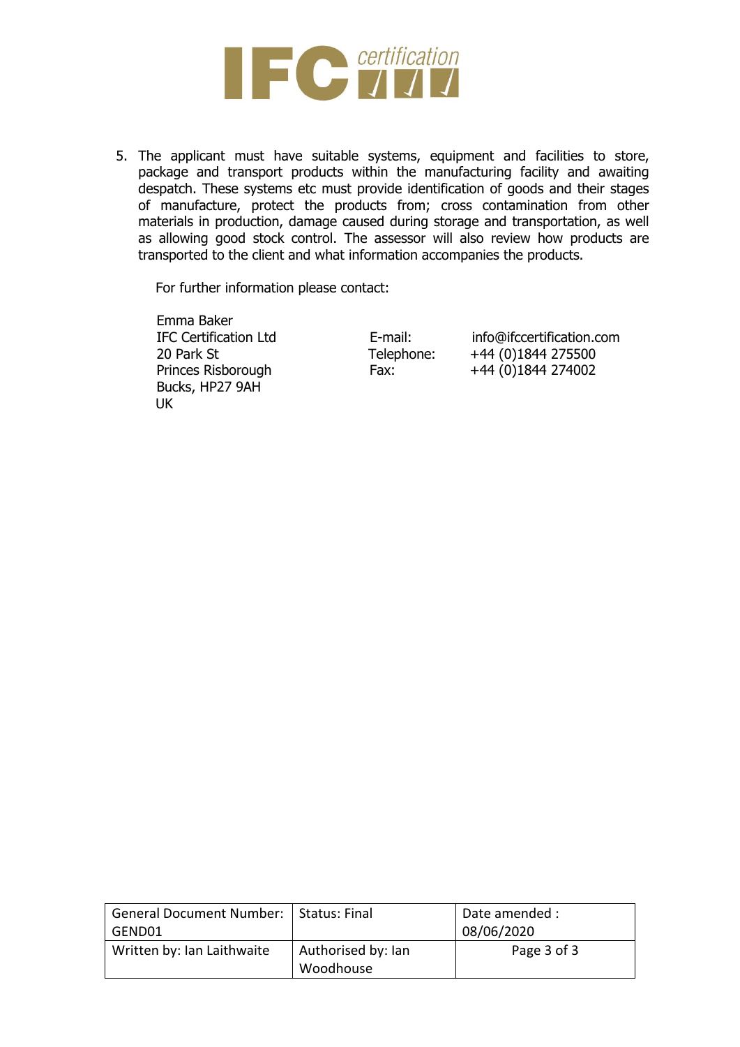5. The applicant must have suitable systems, equipment and facilities to store, package and transport products within the manufacturing facility and awaiting despatch. These systems etc must provide identification of goods and their stages of manufacture, protect the products from; cross contamination from other materials in production, damage caused during storage and transportation, as well as allowing good stock control. The assessor will also review how products are transported to the client and what information accompanies the products.

For further information please contact:

Emma Baker
IFC Certification Ltd
20 Park St
Princes Risborough
Bucks, HP27 9AH
UK

E-mail: info@ifccertification.com
Telephone: +44 (0)1844 275500
Fax: +44 (0)1844 274002